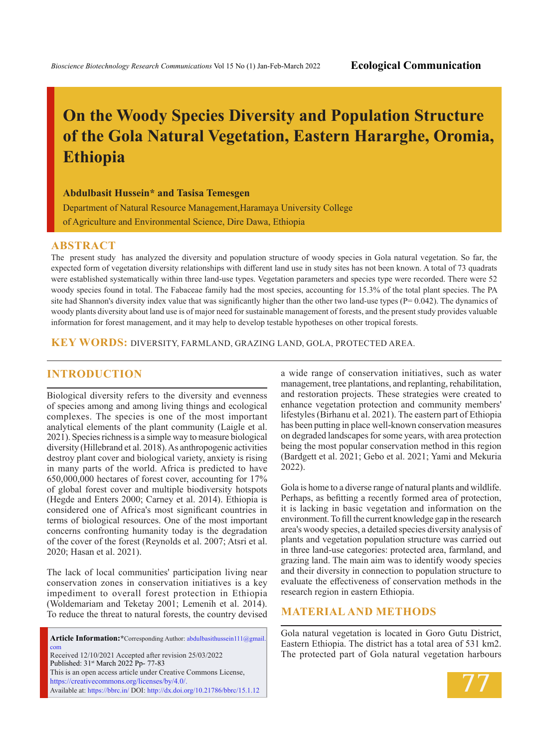Ecological Communication

# On the Woody Species Diversity and Population Structure of the Gola Natural Vegetation, Eastern Hararghe, Oromia, Ethiopia

**Abdulbasit Hussein* and Tasisa Temesgen**

Department of Natural Resource Management,Haramaya University College of Agriculture and Environmental Science, Dire Dawa, Ethiopia

## ABSTRACT

The present study has analyzed the diversity and population structure of woody species in Gola natural vegetation. So far, the expected form of vegetation diversity relationships with different land use in study sites has not been known. A total of 73 quadrats were established systematically within three land-use types. Vegetation parameters and species type were recorded. There were 52 woody species found in total. The Fabaceae family had the most species, accounting for 15.3% of the total plant species. The PA site had Shannon's diversity index value that was significantly higher than the other two land-use types (P= 0.042). The dynamics of woody plants diversity about land use is of major need for sustainable management of forests, and the present study provides valuable information for forest management, and it may help to develop testable hypotheses on other tropical forests.

**KEY WORDS:** DIVERSITY, FARMLAND, GRAZING LAND, GOLA, PROTECTED AREA.

## INTRODUCTION

Biological diversity refers to the diversity and evenness of species among and among living things and ecological complexes. The species is one of the most important analytical elements of the plant community (Laigle et al. 2021). Species richness is a simple way to measure biological diversity (Hillebrand et al. 2018). As anthropogenic activities destroy plant cover and biological variety, anxiety is rising in many parts of the world. Africa is predicted to have 650,000,000 hectares of forest cover, accounting for 17% of global forest cover and multiple biodiversity hotspots (Hegde and Enters 2000; Carney et al. 2014). Ethiopia is considered one of Africa's most significant countries in terms of biological resources. One of the most important concerns confronting humanity today is the degradation of the cover of the forest (Reynolds et al. 2007; Atsri et al. 2020; Hasan et al. 2021).

The lack of local communities' participation living near conservation zones in conservation initiatives is a key impediment to overall forest protection in Ethiopia (Woldemariam and Teketay 2001; Lemenih et al. 2014). To reduce the threat to natural forests, the country devised a wide range of conservation initiatives, such as water management, tree plantations, and replanting, rehabilitation, and restoration projects. These strategies were created to enhance vegetation protection and community members' lifestyles (Birhanu et al. 2021). The eastern part of Ethiopia has been putting in place well-known conservation measures on degraded landscapes for some years, with area protection being the most popular conservation method in this region (Bardgett et al. 2021; Gebo et al. 2021; Yami and Mekuria 2022).

Gola is home to a diverse range of natural plants and wildlife. Perhaps, as befitting a recently formed area of protection, it is lacking in basic vegetation and information on the environment. To fill the current knowledge gap in the research area's woody species, a detailed species diversity analysis of plants and vegetation population structure was carried out in three land-use categories: protected area, farmland, and grazing land. The main aim was to identify woody species and their diversity in connection to population structure to evaluate the effectiveness of conservation methods in the research region in eastern Ethiopia.

## MATERIAL AND METHODS

Gola natural vegetation is located in Goro Gutu District, Eastern Ethiopia. The district has a total area of 531 km2. The protected part of Gola natural vegetation harbours

**Article Information:***Corresponding Author: abdulbasithussein111@gmail.com
Received 12/10/2021 Accepted after revision 25/03/2022
Published: 31st March 2022 Pp- 77-83
This is an open access article under Creative Commons License, https://creativecommons.org/licenses/by/4.0/.
Available at: https://bbrc.in/ DOI: http://dx.doi.org/10.21786/bbrc/15.1.12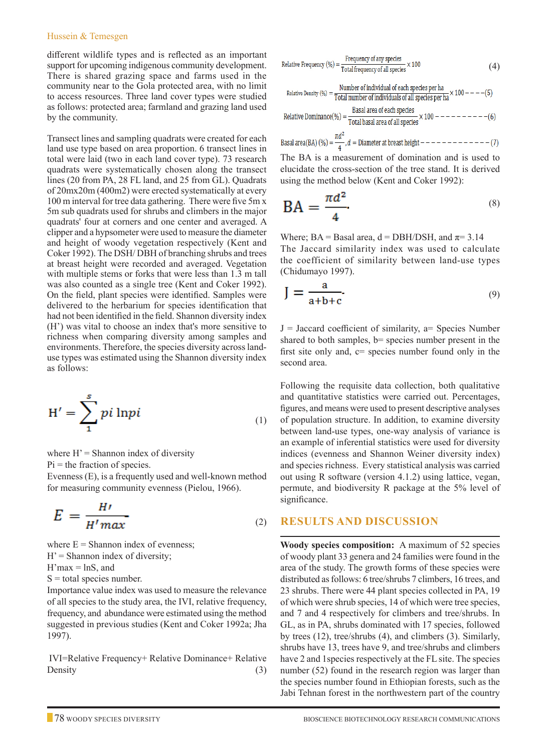different wildlife types and is reflected as an important support for upcoming indigenous community development. There is shared grazing space and farms used in the community near to the Gola protected area, with no limit to access resources. Three land cover types were studied as follows: protected area; farmland and grazing land used by the community.

Transect lines and sampling quadrats were created for each land use type based on area proportion. 6 transect lines in total were laid (two in each land cover type). 73 research quadrats were systematically chosen along the transect lines (20 from PA, 28 FL land, and 25 from GL). Quadrats of 20mx20m (400m2) were erected systematically at every 100 m interval for tree data gathering. There were five 5m x 5m sub quadrats used for shrubs and climbers in the major quadrats' four at corners and one center and averaged. A clipper and a hypsometer were used to measure the diameter and height of woody vegetation respectively (Kent and Coker 1992). The DSH/ DBH of branching shrubs and trees at breast height were recorded and averaged. Vegetation with multiple stems or forks that were less than 1.3 m tall was also counted as a single tree (Kent and Coker 1992). On the field, plant species were identified. Samples were delivered to the herbarium for species identification that had not been identified in the field. Shannon diversity index (H') was vital to choose an index that's more sensitive to richness when comparing diversity among samples and environments. Therefore, the species diversity across land-use types was estimated using the Shannon diversity index as follows:

$$H' = \sum_{1}^{s} pi \ln pi \qquad (1)$$

where H' = Shannon index of diversity
Pi = the fraction of species.
Evenness (E), is a frequently used and well-known method for measuring community evenness (Pielou, 1966).

$$E = \frac{H'}{H'max} \qquad (2)$$

where E = Shannon index of evenness;
H' = Shannon index of diversity;
H'max = lnS, and
S = total species number.
Importance value index was used to measure the relevance of all species to the study area, the IVI, relative frequency, frequency, and abundance were estimated using the method suggested in previous studies (Kent and Coker 1992a; Jha 1997).

IVI=Relative Frequency+ Relative Dominance+ Relative Density (3)

$$\text{Relative Frequency (\%)} = \frac{\text{Frequency of any species}}{\text{Total frequency of all species}} \times 100 \qquad (4)$$

$$\text{Relative Density (\%)} = \frac{\text{Number of individual of each species per ha}}{\text{Total number of individuals of all species per ha}} \times 100 \qquad (5)$$

$$\text{Relative Dominance(\%)} = \frac{\text{Basal area of each species}}{\text{Total basal area of all species}} \times 100 \qquad (6)$$

$$\text{Basal area(BA) (\%)} = \frac{\pi d^2}{4}, d = \text{Diameter at breast height} \qquad (7)$$

The BA is a measurement of domination and is used to elucidate the cross-section of the tree stand. It is derived using the method below (Kent and Coker 1992):

$$BA = \frac{\pi d^2}{4} \qquad (8)$$

Where; BA = Basal area, d = DBH/DSH, and $\pi$= 3.14
The Jaccard similarity index was used to calculate the coefficient of similarity between land-use types (Chidumayo 1997).

$$J = \frac{a}{a+b+c} \qquad (9)$$

J = Jaccard coefficient of similarity, a= Species Number shared to both samples, b= species number present in the first site only and, c= species number found only in the second area.

Following the requisite data collection, both qualitative and quantitative statistics were carried out. Percentages, figures, and means were used to present descriptive analyses of population structure. In addition, to examine diversity between land-use types, one-way analysis of variance is an example of inferential statistics were used for diversity indices (evenness and Shannon Weiner diversity index) and species richness. Every statistical analysis was carried out using R software (version 4.1.2) using lattice, vegan, permute, and biodiversity R package at the 5% level of significance.

## RESULTS AND DISCUSSION

**Woody species composition:** A maximum of 52 species of woody plant 33 genera and 24 families were found in the area of the study. The growth forms of these species were distributed as follows: 6 tree/shrubs 7 climbers, 16 trees, and 23 shrubs. There were 44 plant species collected in PA, 19 of which were shrub species, 14 of which were tree species, and 7 and 4 respectively for climbers and tree/shrubs. In GL, as in PA, shrubs dominated with 17 species, followed by trees (12), tree/shrubs (4), and climbers (3). Similarly, shrubs have 13, trees have 9, and tree/shrubs and climbers have 2 and 1species respectively at the FL site. The species number (52) found in the research region was larger than the species number found in Ethiopian forests, such as the Jabi Tehnan forest in the northwestern part of the country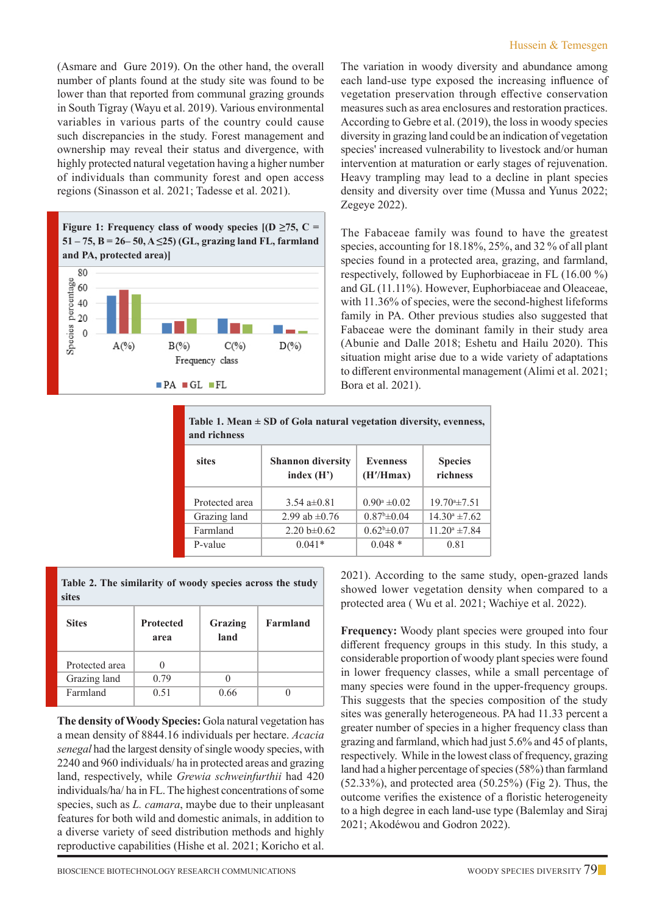(Asmare and Gure 2019). On the other hand, the overall number of plants found at the study site was found to be lower than that reported from communal grazing grounds in South Tigray (Wayu et al. 2019). Various environmental variables in various parts of the country could cause such discrepancies in the study. Forest management and ownership may reveal their status and divergence, with highly protected natural vegetation having a higher number of individuals than community forest and open access regions (Sinasson et al. 2021; Tadesse et al. 2021).

**Figure 1: Frequency class of woody species [(D ≥75, C = 51 – 75, B = 26– 50, A ≤25) (GL, grazing land FL, farmland and PA, protected area)]**

The variation in woody diversity and abundance among each land-use type exposed the increasing influence of vegetation preservation through effective conservation measures such as area enclosures and restoration practices. According to Gebre et al. (2019), the loss in woody species diversity in grazing land could be an indication of vegetation species' increased vulnerability to livestock and/or human intervention at maturation or early stages of rejuvenation. Heavy trampling may lead to a decline in plant species density and diversity over time (Mussa and Yunus 2022; Zegeye 2022).

The Fabaceae family was found to have the greatest species, accounting for 18.18%, 25%, and 32 % of all plant species found in a protected area, grazing, and farmland, respectively, followed by Euphorbiaceae in FL (16.00 %) and GL (11.11%). However, Euphorbiaceae and Oleaceae, with 11.36% of species, were the second-highest lifeforms family in PA. Other previous studies also suggested that Fabaceae were the dominant family in their study area (Abunie and Dalle 2018; Eshetu and Hailu 2020). This situation might arise due to a wide variety of adaptations to different environmental management (Alimi et al. 2021; Bora et al. 2021).

**Table 1. Mean ± SD of Gola natural vegetation diversity, evenness, and richness**

| sites | Shannon diversity index (H') | Evenness (H′/Hmax) | Species richness |
|---|---|---|---|
| Protected area | 3.54 a±0.81 | 0.90ᵃ ±0.02 | 19.70ᵃ±7.51 |
| Grazing land | 2.99 ab ±0.76 | 0.87ᵇ±0.04 | 14.30ᵃ ±7.62 |
| Farmland | 2.20 b±0.62 | 0.62ᵇ±0.07 | 11.20ᵃ ±7.84 |
| P-value | 0.041* | 0.048 * | 0.81 |

**Table 2. The similarity of woody species across the study sites**

| Sites | Protected area | Grazing land | Farmland |
|---|---|---|---|
| Protected area | 0 | | |
| Grazing land | 0.79 | 0 | |
| Farmland | 0.51 | 0.66 | 0 |

**The density of Woody Species:** Gola natural vegetation has a mean density of 8844.16 individuals per hectare. *Acacia senegal* had the largest density of single woody species, with 2240 and 960 individuals/ ha in protected areas and grazing land, respectively, while *Grewia schweinfurthii* had 420 individuals/ha/ ha in FL. The highest concentrations of some species, such as *L. camara*, maybe due to their unpleasant features for both wild and domestic animals, in addition to a diverse variety of seed distribution methods and highly reproductive capabilities (Hishe et al. 2021; Koricho et al. 2021). According to the same study, open-grazed lands showed lower vegetation density when compared to a protected area ( Wu et al. 2021; Wachiye et al. 2022).

**Frequency:** Woody plant species were grouped into four different frequency groups in this study. In this study, a considerable proportion of woody plant species were found in lower frequency classes, while a small percentage of many species were found in the upper-frequency groups. This suggests that the species composition of the study sites was generally heterogeneous. PA had 11.33 percent a greater number of species in a higher frequency class than grazing and farmland, which had just 5.6% and 45 of plants, respectively. While in the lowest class of frequency, grazing land had a higher percentage of species (58%) than farmland (52.33%), and protected area (50.25%) (Fig 2). Thus, the outcome verifies the existence of a floristic heterogeneity to a high degree in each land-use type (Balemlay and Siraj 2021; Akodéwou and Godron 2022).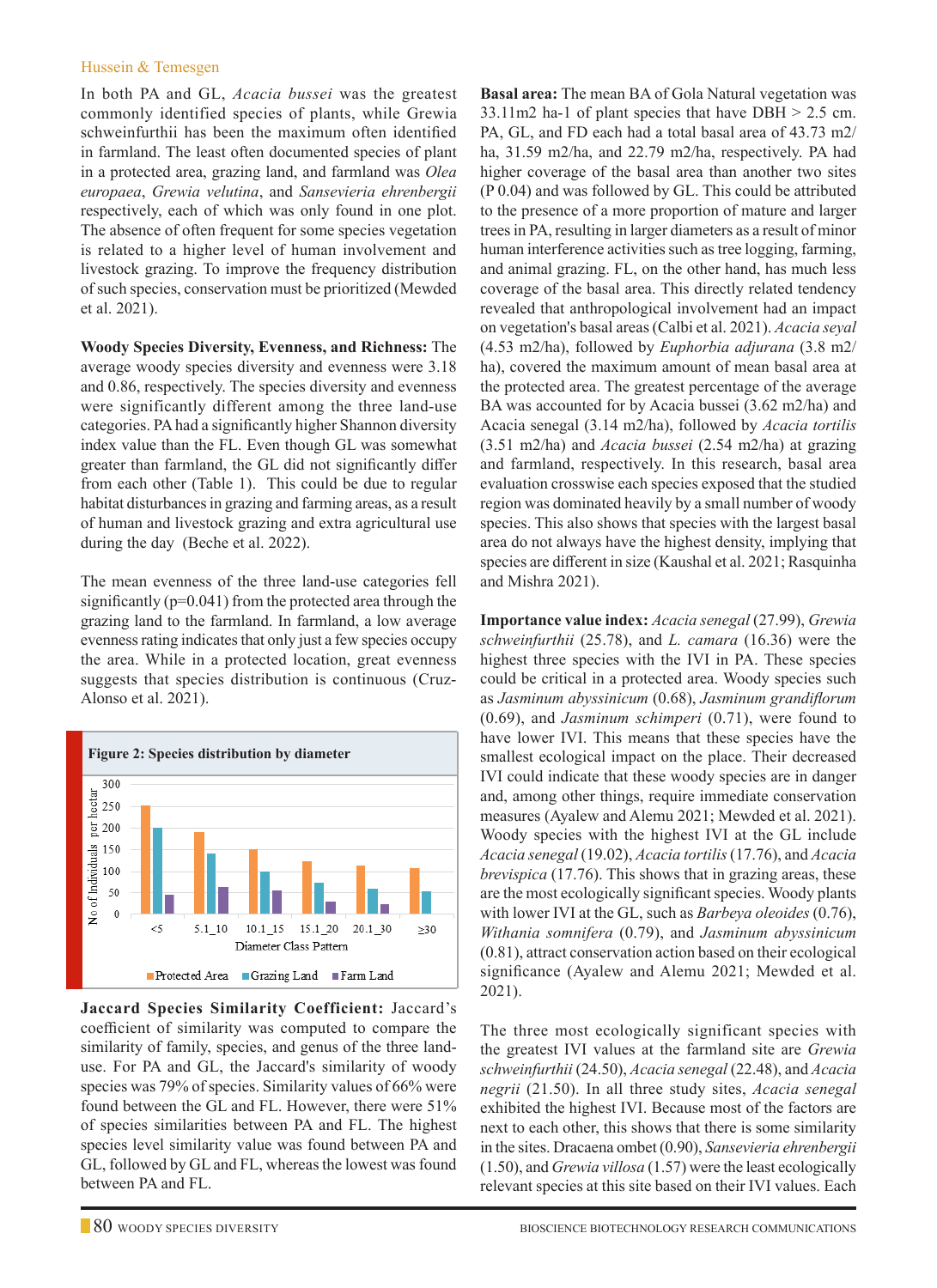In both PA and GL, *Acacia bussei* was the greatest commonly identified species of plants, while Grewia schweinfurthii has been the maximum often identified in farmland. The least often documented species of plant in a protected area, grazing land, and farmland was *Olea europaea*, *Grewia velutina*, and *Sansevieria ehrenbergii* respectively, each of which was only found in one plot. The absence of often frequent for some species vegetation is related to a higher level of human involvement and livestock grazing. To improve the frequency distribution of such species, conservation must be prioritized (Mewded et al. 2021).

**Woody Species Diversity, Evenness, and Richness:** The average woody species diversity and evenness were 3.18 and 0.86, respectively. The species diversity and evenness were significantly different among the three land-use categories. PA had a significantly higher Shannon diversity index value than the FL. Even though GL was somewhat greater than farmland, the GL did not significantly differ from each other (Table 1). This could be due to regular habitat disturbances in grazing and farming areas, as a result of human and livestock grazing and extra agricultural use during the day (Beche et al. 2022).

The mean evenness of the three land-use categories fell significantly ($p=0.041$) from the protected area through the grazing land to the farmland. In farmland, a low average evenness rating indicates that only just a few species occupy the area. While in a protected location, great evenness suggests that species distribution is continuous (Cruz-Alonso et al. 2021).

**Figure 2: Species distribution by diameter**

| Diameter Class Pattern | Protected Area | Grazing Land | Farm Land |
|---|---|---|---|
| <5 | 250 | 200 | 45 |
| 5.1_10 | 190 | 140 | 62 |
| 10.1_15 | 150 | 98 | 55 |
| 15.1_20 | 122 | 72 | 28 |
| 20.1_30 | 113 | 58 | 22 |
| ≥30 | 106 | 53 | |

(Y-axis: No of Individuals per hectar)

**Jaccard Species Similarity Coefficient:** Jaccard's coefficient of similarity was computed to compare the similarity of family, species, and genus of the three land-use. For PA and GL, the Jaccard's similarity of woody species was 79% of species. Similarity values of 66% were found between the GL and FL. However, there were 51% of species similarities between PA and FL. The highest species level similarity value was found between PA and GL, followed by GL and FL, whereas the lowest was found between PA and FL.

**Basal area:** The mean BA of Gola Natural vegetation was 33.11m2 ha-1 of plant species that have DBH > 2.5 cm. PA, GL, and FD each had a total basal area of 43.73 m2/ha, 31.59 m2/ha, and 22.79 m2/ha, respectively. PA had higher coverage of the basal area than another two sites (P 0.04) and was followed by GL. This could be attributed to the presence of a more proportion of mature and larger trees in PA, resulting in larger diameters as a result of minor human interference activities such as tree logging, farming, and animal grazing. FL, on the other hand, has much less coverage of the basal area. This directly related tendency revealed that anthropological involvement had an impact on vegetation's basal areas (Calbi et al. 2021). *Acacia seyal* (4.53 m2/ha), followed by *Euphorbia adjurana* (3.8 m2/ha), covered the maximum amount of mean basal area at the protected area. The greatest percentage of the average BA was accounted for by Acacia bussei (3.62 m2/ha) and Acacia senegal (3.14 m2/ha), followed by *Acacia tortilis* (3.51 m2/ha) and *Acacia bussei* (2.54 m2/ha) at grazing and farmland, respectively. In this research, basal area evaluation crosswise each species exposed that the studied region was dominated heavily by a small number of woody species. This also shows that species with the largest basal area do not always have the highest density, implying that species are different in size (Kaushal et al. 2021; Rasquinha and Mishra 2021).

**Importance value index:** *Acacia senegal* (27.99), *Grewia schweinfurthii* (25.78), and *L. camara* (16.36) were the highest three species with the IVI in PA. These species could be critical in a protected area. Woody species such as *Jasminum abyssinicum* (0.68), *Jasminum grandiflorum* (0.69), and *Jasminum schimperi* (0.71), were found to have lower IVI. This means that these species have the smallest ecological impact on the place. Their decreased IVI could indicate that these woody species are in danger and, among other things, require immediate conservation measures (Ayalew and Alemu 2021; Mewded et al. 2021). Woody species with the highest IVI at the GL include *Acacia senegal* (19.02), *Acacia tortilis* (17.76), and *Acacia brevispica* (17.76). This shows that in grazing areas, these are the most ecologically significant species. Woody plants with lower IVI at the GL, such as *Barbeya oleoides* (0.76), *Withania somnifera* (0.79), and *Jasminum abyssinicum* (0.81), attract conservation action based on their ecological significance (Ayalew and Alemu 2021; Mewded et al. 2021).

The three most ecologically significant species with the greatest IVI values at the farmland site are *Grewia schweinfurthii* (24.50), *Acacia senegal* (22.48), and *Acacia negrii* (21.50). In all three study sites, *Acacia senegal* exhibited the highest IVI. Because most of the factors are next to each other, this shows that there is some similarity in the sites. Dracaena ombet (0.90), *Sansevieria ehrenbergii* (1.50), and *Grewia villosa* (1.57) were the least ecologically relevant species at this site based on their IVI values. Each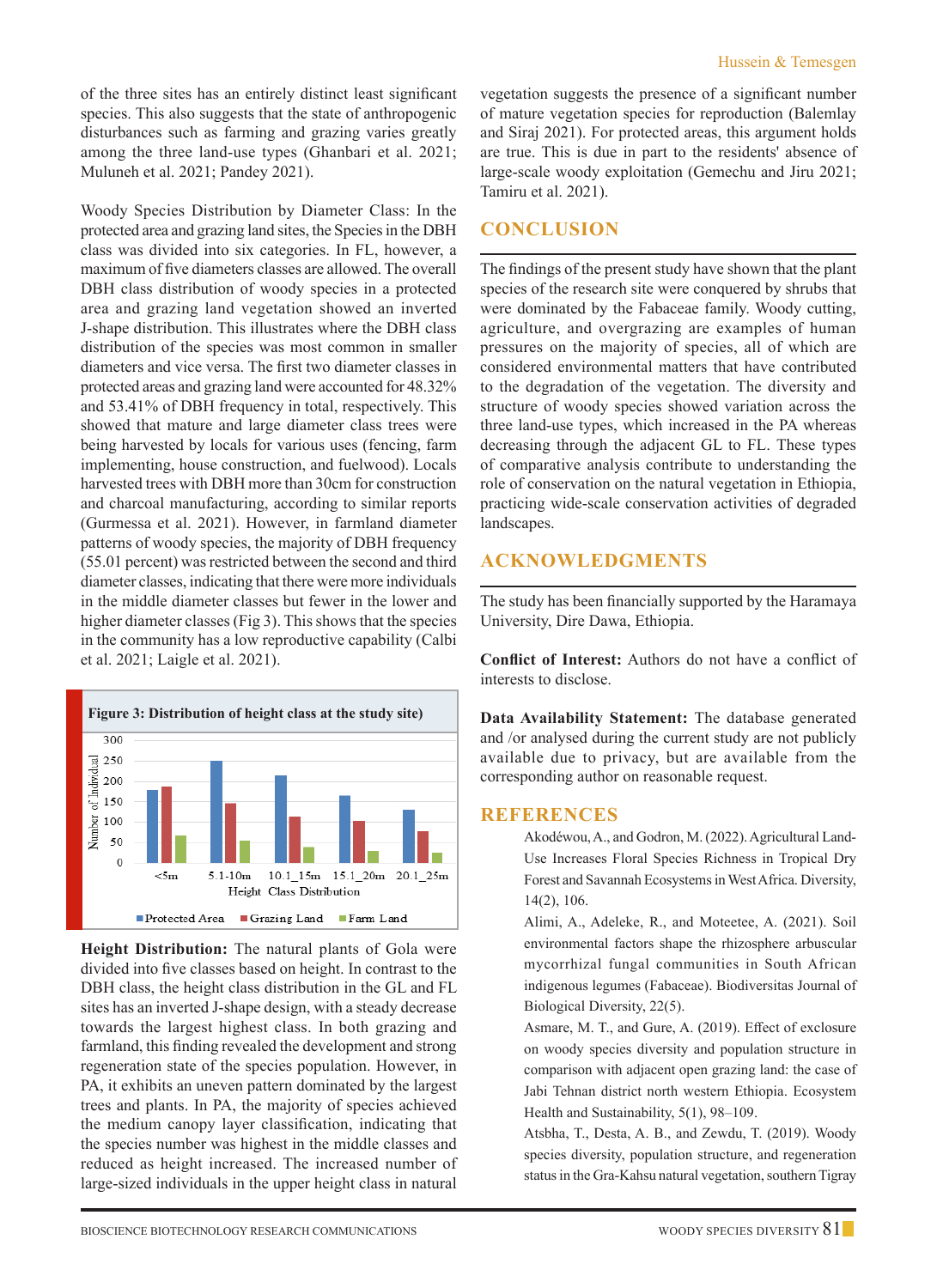of the three sites has an entirely distinct least significant species. This also suggests that the state of anthropogenic disturbances such as farming and grazing varies greatly among the three land-use types (Ghanbari et al. 2021; Muluneh et al. 2021; Pandey 2021).

Woody Species Distribution by Diameter Class: In the protected area and grazing land sites, the Species in the DBH class was divided into six categories. In FL, however, a maximum of five diameters classes are allowed. The overall DBH class distribution of woody species in a protected area and grazing land vegetation showed an inverted J-shape distribution. This illustrates where the DBH class distribution of the species was most common in smaller diameters and vice versa. The first two diameter classes in protected areas and grazing land were accounted for 48.32% and 53.41% of DBH frequency in total, respectively. This showed that mature and large diameter class trees were being harvested by locals for various uses (fencing, farm implementing, house construction, and fuelwood). Locals harvested trees with DBH more than 30cm for construction and charcoal manufacturing, according to similar reports (Gurmessa et al. 2021). However, in farmland diameter patterns of woody species, the majority of DBH frequency (55.01 percent) was restricted between the second and third diameter classes, indicating that there were more individuals in the middle diameter classes but fewer in the lower and higher diameter classes (Fig 3). This shows that the species in the community has a low reproductive capability (Calbi et al. 2021; Laigle et al. 2021).

**Figure 3: Distribution of height class at the study site)**

**Height Distribution:** The natural plants of Gola were divided into five classes based on height. In contrast to the DBH class, the height class distribution in the GL and FL sites has an inverted J-shape design, with a steady decrease towards the largest highest class. In both grazing and farmland, this finding revealed the development and strong regeneration state of the species population. However, in PA, it exhibits an uneven pattern dominated by the largest trees and plants. In PA, the majority of species achieved the medium canopy layer classification, indicating that the species number was highest in the middle classes and reduced as height increased. The increased number of large-sized individuals in the upper height class in natural vegetation suggests the presence of a significant number of mature vegetation species for reproduction (Balemlay and Siraj 2021). For protected areas, this argument holds are true. This is due in part to the residents' absence of large-scale woody exploitation (Gemechu and Jiru 2021; Tamiru et al. 2021).

## CONCLUSION

The findings of the present study have shown that the plant species of the research site were conquered by shrubs that were dominated by the Fabaceae family. Woody cutting, agriculture, and overgrazing are examples of human pressures on the majority of species, all of which are considered environmental matters that have contributed to the degradation of the vegetation. The diversity and structure of woody species showed variation across the three land-use types, which increased in the PA whereas decreasing through the adjacent GL to FL. These types of comparative analysis contribute to understanding the role of conservation on the natural vegetation in Ethiopia, practicing wide-scale conservation activities of degraded landscapes.

## ACKNOWLEDGMENTS

The study has been financially supported by the Haramaya University, Dire Dawa, Ethiopia.

**Conflict of Interest:** Authors do not have a conflict of interests to disclose.

**Data Availability Statement:** The database generated and /or analysed during the current study are not publicly available due to privacy, but are available from the corresponding author on reasonable request.

## REFERENCES

Akodéwou, A., and Godron, M. (2022). Agricultural Land-Use Increases Floral Species Richness in Tropical Dry Forest and Savannah Ecosystems in West Africa. Diversity, 14(2), 106.

Alimi, A., Adeleke, R., and Moteetee, A. (2021). Soil environmental factors shape the rhizosphere arbuscular mycorrhizal fungal communities in South African indigenous legumes (Fabaceae). Biodiversitas Journal of Biological Diversity, 22(5).

Asmare, M. T., and Gure, A. (2019). Effect of exclosure on woody species diversity and population structure in comparison with adjacent open grazing land: the case of Jabi Tehnan district north western Ethiopia. Ecosystem Health and Sustainability, 5(1), 98–109.

Atsbha, T., Desta, A. B., and Zewdu, T. (2019). Woody species diversity, population structure, and regeneration status in the Gra-Kahsu natural vegetation, southern Tigray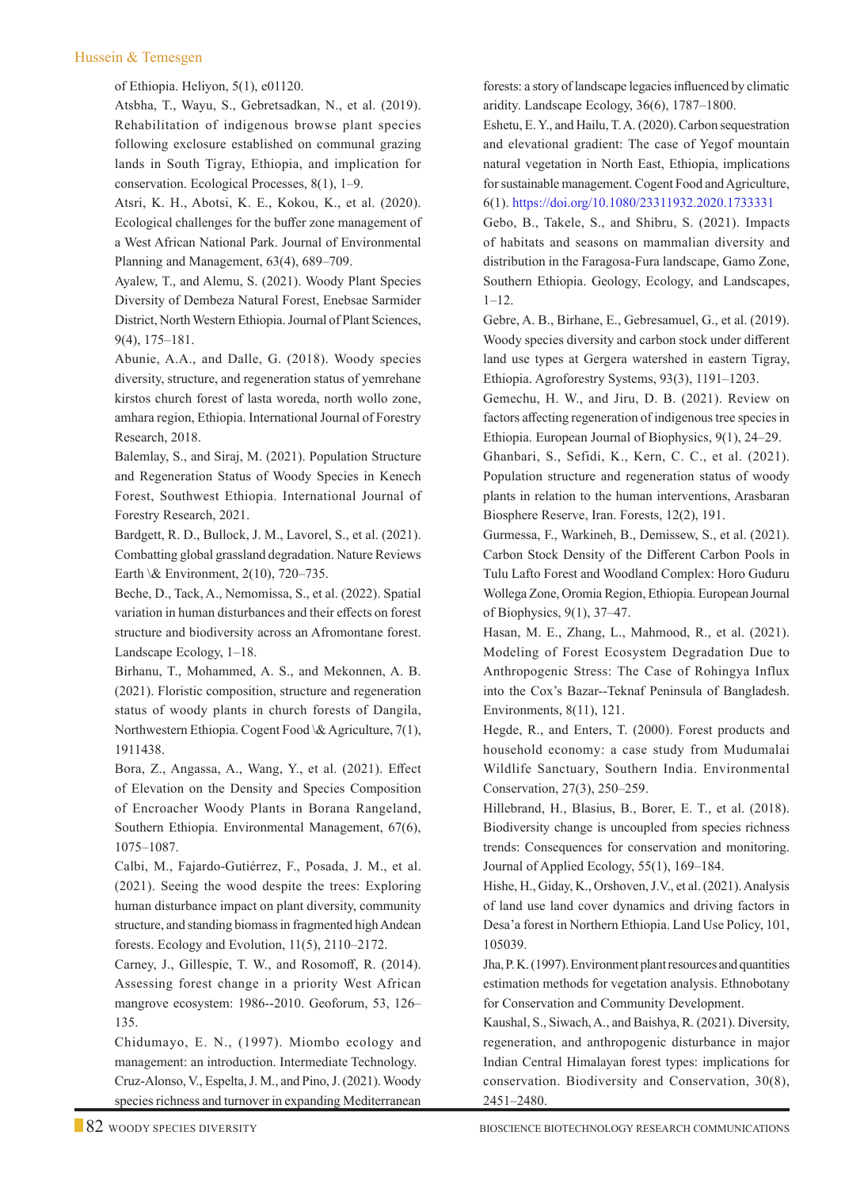of Ethiopia. Heliyon, 5(1), e01120.

Atsbha, T., Wayu, S., Gebretsadkan, N., et al. (2019). Rehabilitation of indigenous browse plant species following exclosure established on communal grazing lands in South Tigray, Ethiopia, and implication for conservation. Ecological Processes, 8(1), 1–9.

Atsri, K. H., Abotsi, K. E., Kokou, K., et al. (2020). Ecological challenges for the buffer zone management of a West African National Park. Journal of Environmental Planning and Management, 63(4), 689–709.

Ayalew, T., and Alemu, S. (2021). Woody Plant Species Diversity of Dembeza Natural Forest, Enebsae Sarmider District, North Western Ethiopia. Journal of Plant Sciences, 9(4), 175–181.

Abunie, A.A., and Dalle, G. (2018). Woody species diversity, structure, and regeneration status of yemrehane kirstos church forest of lasta woreda, north wollo zone, amhara region, Ethiopia. International Journal of Forestry Research, 2018.

Balemlay, S., and Siraj, M. (2021). Population Structure and Regeneration Status of Woody Species in Kenech Forest, Southwest Ethiopia. International Journal of Forestry Research, 2021.

Bardgett, R. D., Bullock, J. M., Lavorel, S., et al. (2021). Combatting global grassland degradation. Nature Reviews Earth \& Environment, 2(10), 720–735.

Beche, D., Tack, A., Nemomissa, S., et al. (2022). Spatial variation in human disturbances and their effects on forest structure and biodiversity across an Afromontane forest. Landscape Ecology, 1–18.

Birhanu, T., Mohammed, A. S., and Mekonnen, A. B. (2021). Floristic composition, structure and regeneration status of woody plants in church forests of Dangila, Northwestern Ethiopia. Cogent Food \& Agriculture, 7(1), 1911438.

Bora, Z., Angassa, A., Wang, Y., et al. (2021). Effect of Elevation on the Density and Species Composition of Encroacher Woody Plants in Borana Rangeland, Southern Ethiopia. Environmental Management, 67(6), 1075–1087.

Calbi, M., Fajardo-Gutiérrez, F., Posada, J. M., et al. (2021). Seeing the wood despite the trees: Exploring human disturbance impact on plant diversity, community structure, and standing biomass in fragmented high Andean forests. Ecology and Evolution, 11(5), 2110–2172.

Carney, J., Gillespie, T. W., and Rosomoff, R. (2014). Assessing forest change in a priority West African mangrove ecosystem: 1986--2010. Geoforum, 53, 126–135.

Chidumayo, E. N., (1997). Miombo ecology and management: an introduction. Intermediate Technology.

Cruz-Alonso, V., Espelta, J. M., and Pino, J. (2021). Woody species richness and turnover in expanding Mediterranean forests: a story of landscape legacies influenced by climatic aridity. Landscape Ecology, 36(6), 1787–1800.

Eshetu, E. Y., and Hailu, T. A. (2020). Carbon sequestration and elevational gradient: The case of Yegof mountain natural vegetation in North East, Ethiopia, implications for sustainable management. Cogent Food and Agriculture, 6(1). https://doi.org/10.1080/23311932.2020.1733331

Gebo, B., Takele, S., and Shibru, S. (2021). Impacts of habitats and seasons on mammalian diversity and distribution in the Faragosa-Fura landscape, Gamo Zone, Southern Ethiopia. Geology, Ecology, and Landscapes, 1–12.

Gebre, A. B., Birhane, E., Gebresamuel, G., et al. (2019). Woody species diversity and carbon stock under different land use types at Gergera watershed in eastern Tigray, Ethiopia. Agroforestry Systems, 93(3), 1191–1203.

Gemechu, H. W., and Jiru, D. B. (2021). Review on factors affecting regeneration of indigenous tree species in Ethiopia. European Journal of Biophysics, 9(1), 24–29.

Ghanbari, S., Sefidi, K., Kern, C. C., et al. (2021). Population structure and regeneration status of woody plants in relation to the human interventions, Arasbaran Biosphere Reserve, Iran. Forests, 12(2), 191.

Gurmessa, F., Warkineh, B., Demissew, S., et al. (2021). Carbon Stock Density of the Different Carbon Pools in Tulu Lafto Forest and Woodland Complex: Horo Guduru Wollega Zone, Oromia Region, Ethiopia. European Journal of Biophysics, 9(1), 37–47.

Hasan, M. E., Zhang, L., Mahmood, R., et al. (2021). Modeling of Forest Ecosystem Degradation Due to Anthropogenic Stress: The Case of Rohingya Influx into the Cox's Bazar--Teknaf Peninsula of Bangladesh. Environments, 8(11), 121.

Hegde, R., and Enters, T. (2000). Forest products and household economy: a case study from Mudumalai Wildlife Sanctuary, Southern India. Environmental Conservation, 27(3), 250–259.

Hillebrand, H., Blasius, B., Borer, E. T., et al. (2018). Biodiversity change is uncoupled from species richness trends: Consequences for conservation and monitoring. Journal of Applied Ecology, 55(1), 169–184.

Hishe, H., Giday, K., Orshoven, J.V., et al. (2021). Analysis of land use land cover dynamics and driving factors in Desa'a forest in Northern Ethiopia. Land Use Policy, 101, 105039.

Jha, P. K. (1997). Environment plant resources and quantities estimation methods for vegetation analysis. Ethnobotany for Conservation and Community Development.

Kaushal, S., Siwach, A., and Baishya, R. (2021). Diversity, regeneration, and anthropogenic disturbance in major Indian Central Himalayan forest types: implications for conservation. Biodiversity and Conservation, 30(8), 2451–2480.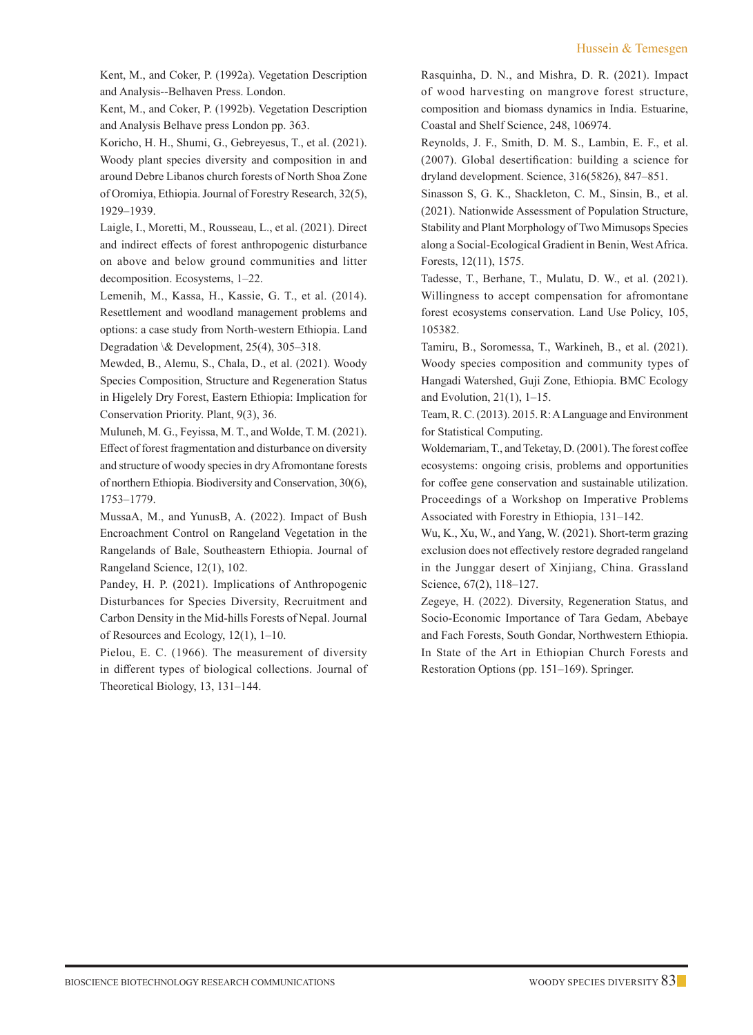Kent, M., and Coker, P. (1992a). Vegetation Description and Analysis--Belhaven Press. London.

Kent, M., and Coker, P. (1992b). Vegetation Description and Analysis Belhave press London pp. 363.

Koricho, H. H., Shumi, G., Gebreyesus, T., et al. (2021). Woody plant species diversity and composition in and around Debre Libanos church forests of North Shoa Zone of Oromiya, Ethiopia. Journal of Forestry Research, 32(5), 1929–1939.

Laigle, I., Moretti, M., Rousseau, L., et al. (2021). Direct and indirect effects of forest anthropogenic disturbance on above and below ground communities and litter decomposition. Ecosystems, 1–22.

Lemenih, M., Kassa, H., Kassie, G. T., et al. (2014). Resettlement and woodland management problems and options: a case study from North-western Ethiopia. Land Degradation \& Development, 25(4), 305–318.

Mewded, B., Alemu, S., Chala, D., et al. (2021). Woody Species Composition, Structure and Regeneration Status in Higelely Dry Forest, Eastern Ethiopia: Implication for Conservation Priority. Plant, 9(3), 36.

Muluneh, M. G., Feyissa, M. T., and Wolde, T. M. (2021). Effect of forest fragmentation and disturbance on diversity and structure of woody species in dry Afromontane forests of northern Ethiopia. Biodiversity and Conservation, 30(6), 1753–1779.

MussaA, M., and YunusB, A. (2022). Impact of Bush Encroachment Control on Rangeland Vegetation in the Rangelands of Bale, Southeastern Ethiopia. Journal of Rangeland Science, 12(1), 102.

Pandey, H. P. (2021). Implications of Anthropogenic Disturbances for Species Diversity, Recruitment and Carbon Density in the Mid-hills Forests of Nepal. Journal of Resources and Ecology, 12(1), 1–10.

Pielou, E. C. (1966). The measurement of diversity in different types of biological collections. Journal of Theoretical Biology, 13, 131–144.

Rasquinha, D. N., and Mishra, D. R. (2021). Impact of wood harvesting on mangrove forest structure, composition and biomass dynamics in India. Estuarine, Coastal and Shelf Science, 248, 106974.

Reynolds, J. F., Smith, D. M. S., Lambin, E. F., et al. (2007). Global desertification: building a science for dryland development. Science, 316(5826), 847–851.

Sinasson S, G. K., Shackleton, C. M., Sinsin, B., et al. (2021). Nationwide Assessment of Population Structure, Stability and Plant Morphology of Two Mimusops Species along a Social-Ecological Gradient in Benin, West Africa. Forests, 12(11), 1575.

Tadesse, T., Berhane, T., Mulatu, D. W., et al. (2021). Willingness to accept compensation for afromontane forest ecosystems conservation. Land Use Policy, 105, 105382.

Tamiru, B., Soromessa, T., Warkineh, B., et al. (2021). Woody species composition and community types of Hangadi Watershed, Guji Zone, Ethiopia. BMC Ecology and Evolution, 21(1), 1–15.

Team, R. C. (2013). 2015. R: A Language and Environment for Statistical Computing.

Woldemariam, T., and Teketay, D. (2001). The forest coffee ecosystems: ongoing crisis, problems and opportunities for coffee gene conservation and sustainable utilization. Proceedings of a Workshop on Imperative Problems Associated with Forestry in Ethiopia, 131–142.

Wu, K., Xu, W., and Yang, W. (2021). Short-term grazing exclusion does not effectively restore degraded rangeland in the Junggar desert of Xinjiang, China. Grassland Science, 67(2), 118–127.

Zegeye, H. (2022). Diversity, Regeneration Status, and Socio-Economic Importance of Tara Gedam, Abebaye and Fach Forests, South Gondar, Northwestern Ethiopia. In State of the Art in Ethiopian Church Forests and Restoration Options (pp. 151–169). Springer.